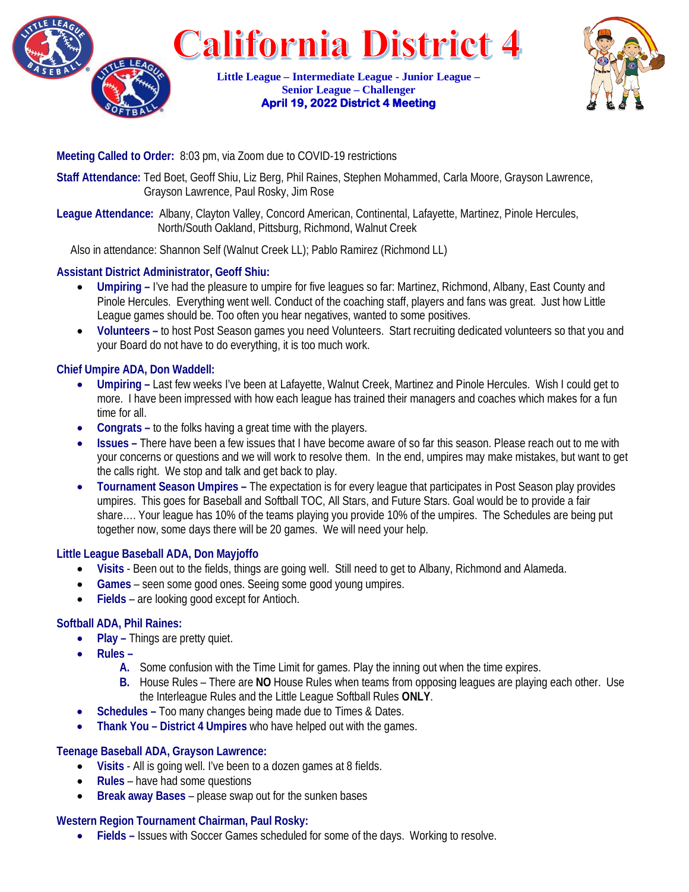# California District 4

**Little League – Intermediate League - Junior League – Senior League – Challenger**

**April 19, 2022 District 4 Meeting**

**Meeting Called to Order:** 8:03 pm, via Zoom due to COVID-19 restrictions

**Staff Attendance:** Ted Boet, Geoff Shiu, Liz Berg, Phil Raines, Stephen Mohammed, Carla Moore, Grayson Lawrence, Grayson Lawrence, Paul Rosky, Jim Rose

**League Attendance:** Albany, Clayton Valley, Concord American, Continental, Lafayette, Martinez, Pinole Hercules, North/South Oakland, Pittsburg, Richmond, Walnut Creek

Also in attendance: Shannon Self (Walnut Creek LL); Pablo Ramirez (Richmond LL)

### Assistant District Administrator, Geoff Shiu:

- **Umpiring –** I've had the pleasure to umpire for five leagues so far: Martinez, Richmond, Albany, East County and Pinole Hercules. Everything went well. Conduct of the coaching staff, players and fans was great. Just how Little League games should be. Too often you hear negatives, wanted to some positives.
- **Volunteers –** to host Post Season games you need Volunteers. Start recruiting dedicated volunteers so that you and your Board do not have to do everything, it is too much work.

### Chief Umpire ADA, Don Waddell:

- **Umpiring –** Last few weeks I've been at Lafayette, Walnut Creek, Martinez and Pinole Hercules. Wish I could get to more. I have been impressed with how each league has trained their managers and coaches which makes for a fun time for all.
- **Congrats –** to the folks having a great time with the players.
- **Issues –** There have been a few issues that I have become aware of so far this season. Please reach out to me with your concerns or questions and we will work to resolve them. In the end, umpires may make mistakes, but want to get the calls right. We stop and talk and get back to play.
- **Tournament Season Umpires –** The expectation is for every league that participates in Post Season play provides umpires. This goes for Baseball and Softball TOC, All Stars, and Future Stars. Goal would be to provide a fair share…. Your league has 10% of the teams playing you provide 10% of the umpires. The Schedules are being put together now, some days there will be 20 games. We will need your help.

### Little League Baseball ADA, Don Mayjoffo

- **Visits** - Been out to the fields, things are going well. Still need to get to Albany, Richmond and Alameda.
- **Games** – seen some good ones. Seeing some good young umpires.
- **Fields** – are looking good except for Antioch.

### Softball ADA, Phil Raines:

- **Play –** Things are pretty quiet.
- **Rules –**
  - **A.** Some confusion with the Time Limit for games. Play the inning out when the time expires.
  - **B.** House Rules – There are **NO** House Rules when teams from opposing leagues are playing each other. Use the Interleague Rules and the Little League Softball Rules **ONLY**.
- **Schedules –** Too many changes being made due to Times & Dates.
- **Thank You – District 4 Umpires** who have helped out with the games.

### Teenage Baseball ADA, Grayson Lawrence:

- **Visits** - All is going well. I've been to a dozen games at 8 fields.
- **Rules** – have had some questions
- **Break away Bases** – please swap out for the sunken bases

### Western Region Tournament Chairman, Paul Rosky:

- **Fields –** Issues with Soccer Games scheduled for some of the days. Working to resolve.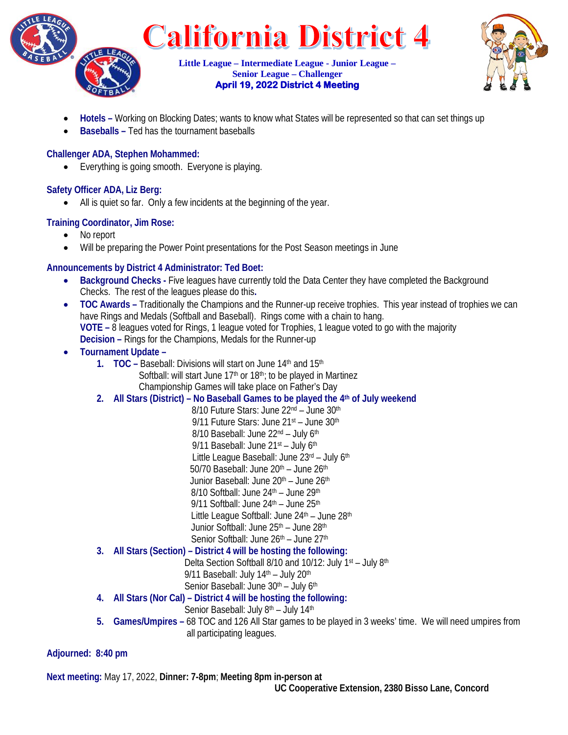# California District 4

**Little League – Intermediate League - Junior League – Senior League – Challenger**
**April 19, 2022 District 4 Meeting**

- **Hotels –** Working on Blocking Dates; wants to know what States will be represented so that can set things up
- **Baseballs –** Ted has the tournament baseballs

**Challenger ADA, Stephen Mohammed:**

- Everything is going smooth. Everyone is playing.

**Safety Officer ADA, Liz Berg:**

- All is quiet so far. Only a few incidents at the beginning of the year.

**Training Coordinator, Jim Rose:**

- No report
- Will be preparing the Power Point presentations for the Post Season meetings in June

**Announcements by District 4 Administrator: Ted Boet:**

- **Background Checks -** Five leagues have currently told the Data Center they have completed the Background Checks. The rest of the leagues please do this**.**
- **TOC Awards –** Traditionally the Champions and the Runner-up receive trophies. This year instead of trophies we can have Rings and Medals (Softball and Baseball). Rings come with a chain to hang.
  **VOTE –** 8 leagues voted for Rings, 1 league voted for Trophies, 1 league voted to go with the majority
  **Decision –** Rings for the Champions, Medals for the Runner-up
- **Tournament Update –**
  1. **TOC –** Baseball: Divisions will start on June 14th and 15th
     Softball: will start June 17th or 18th; to be played in Martinez
     Championship Games will take place on Father's Day
  2. **All Stars (District) – No Baseball Games to be played the 4th of July weekend**
     8/10 Future Stars: June 22nd – June 30th
     9/11 Future Stars: June 21st – June 30th
     8/10 Baseball: June 22nd – July 6th
     9/11 Baseball: June 21st – July 6th
     Little League Baseball: June 23rd – July 6th
     50/70 Baseball: June 20th – June 26th
     Junior Baseball: June 20th – June 26th
     8/10 Softball: June 24th – June 29th
     9/11 Softball: June 24th – June 25th
     Little League Softball: June 24th – June 28th
     Junior Softball: June 25th – June 28th
     Senior Softball: June 26th – June 27th
  3. **All Stars (Section) – District 4 will be hosting the following:**
     Delta Section Softball 8/10 and 10/12: July 1st – July 8th
     9/11 Baseball: July 14th – July 20th
     Senior Baseball: June 30th – July 6th
  4. **All Stars (Nor Cal) – District 4 will be hosting the following:**
     Senior Baseball: July 8th – July 14th
  5. **Games/Umpires –** 68 TOC and 126 All Star games to be played in 3 weeks' time. We will need umpires from all participating leagues.

**Adjourned: 8:40 pm**

**Next meeting:** May 17, 2022, **Dinner: 7-8pm**; **Meeting 8pm in-person at UC Cooperative Extension, 2380 Bisso Lane, Concord**